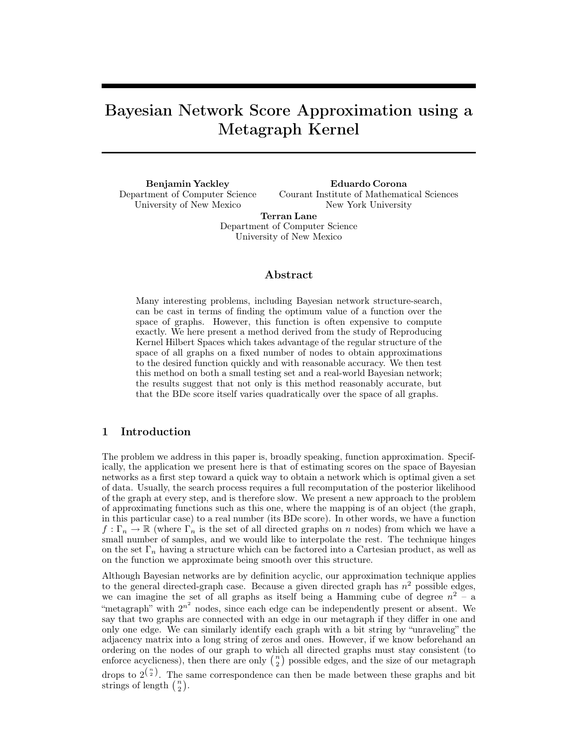# Bayesian Network Score Approximation using a Metagraph Kernel

**Benjamin Yackley**
Department of Computer Science
University of New Mexico

**Eduardo Corona**
Courant Institute of Mathematical Sciences
New York University

**Terran Lane**
Department of Computer Science
University of New Mexico

## Abstract

Many interesting problems, including Bayesian network structure-search, can be cast in terms of finding the optimum value of a function over the space of graphs. However, this function is often expensive to compute exactly. We here present a method derived from the study of Reproducing Kernel Hilbert Spaces which takes advantage of the regular structure of the space of all graphs on a fixed number of nodes to obtain approximations to the desired function quickly and with reasonable accuracy. We then test this method on both a small testing set and a real-world Bayesian network; the results suggest that not only is this method reasonably accurate, but that the BDe score itself varies quadratically over the space of all graphs.

## 1 Introduction

The problem we address in this paper is, broadly speaking, function approximation. Specifically, the application we present here is that of estimating scores on the space of Bayesian networks as a first step toward a quick way to obtain a network which is optimal given a set of data. Usually, the search process requires a full recomputation of the posterior likelihood of the graph at every step, and is therefore slow. We present a new approach to the problem of approximating functions such as this one, where the mapping is of an object (the graph, in this particular case) to a real number (its BDe score). In other words, we have a function $f : \Gamma_n \to \mathbb{R}$ (where $\Gamma_n$ is the set of all directed graphs on $n$ nodes) from which we have a small number of samples, and we would like to interpolate the rest. The technique hinges on the set $\Gamma_n$ having a structure which can be factored into a Cartesian product, as well as on the function we approximate being smooth over this structure.

Although Bayesian networks are by definition acyclic, our approximation technique applies to the general directed-graph case. Because a given directed graph has $n^2$ possible edges, we can imagine the set of all graphs as itself being a Hamming cube of degree $n^2$ – a "metagraph" with $2^{n^2}$ nodes, since each edge can be independently present or absent. We say that two graphs are connected with an edge in our metagraph if they differ in one and only one edge. We can similarly identify each graph with a bit string by "unraveling" the adjacency matrix into a long string of zeros and ones. However, if we know beforehand an ordering on the nodes of our graph to which all directed graphs must stay consistent (to enforce acyclicness), then there are only $\binom{n}{2}$ possible edges, and the size of our metagraph drops to $2^{\binom{n}{2}}$. The same correspondence can then be made between these graphs and bit strings of length $\binom{n}{2}$.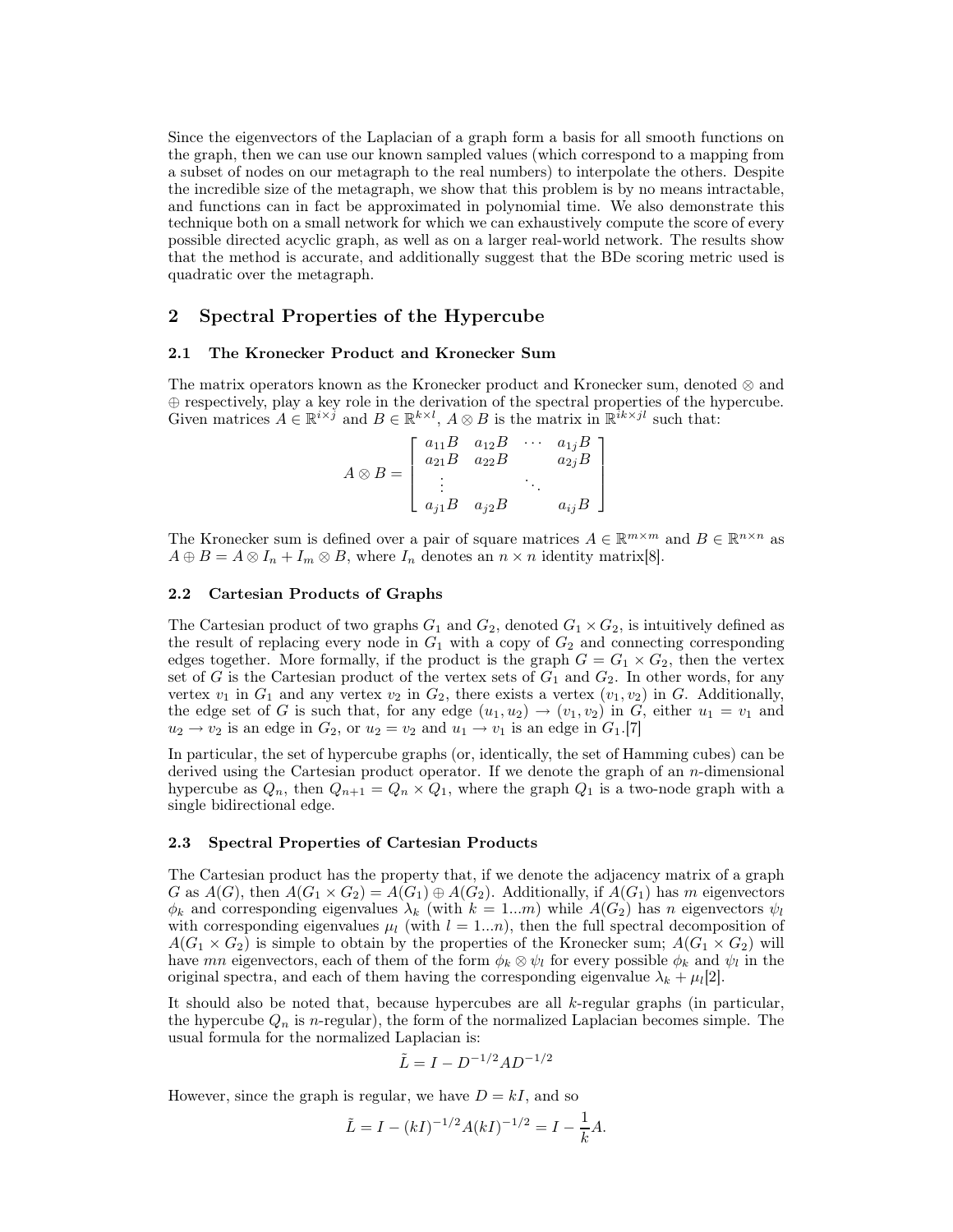Since the eigenvectors of the Laplacian of a graph form a basis for all smooth functions on the graph, then we can use our known sampled values (which correspond to a mapping from a subset of nodes on our metagraph to the real numbers) to interpolate the others. Despite the incredible size of the metagraph, we show that this problem is by no means intractable, and functions can in fact be approximated in polynomial time. We also demonstrate this technique both on a small network for which we can exhaustively compute the score of every possible directed acyclic graph, as well as on a larger real-world network. The results show that the method is accurate, and additionally suggest that the BDe scoring metric used is quadratic over the metagraph.

## 2 Spectral Properties of the Hypercube

### 2.1 The Kronecker Product and Kronecker Sum

The matrix operators known as the Kronecker product and Kronecker sum, denoted $\otimes$ and $\oplus$ respectively, play a key role in the derivation of the spectral properties of the hypercube. Given matrices $A \in \mathbb{R}^{i \times j}$ and $B \in \mathbb{R}^{k \times l}$, $A \otimes B$ is the matrix in $\mathbb{R}^{ik \times jl}$ such that:

$$A \otimes B = \begin{bmatrix} a_{11}B & a_{12}B & \cdots & a_{1j}B \\ a_{21}B & a_{22}B & & a_{2j}B \\ \vdots & & \ddots & \\ a_{j1}B & a_{j2}B & & a_{ij}B \end{bmatrix}$$

The Kronecker sum is defined over a pair of square matrices $A \in \mathbb{R}^{m \times m}$ and $B \in \mathbb{R}^{n \times n}$ as $A \oplus B = A \otimes I_n + I_m \otimes B$, where $I_n$ denotes an $n \times n$ identity matrix[8].

### 2.2 Cartesian Products of Graphs

The Cartesian product of two graphs $G_1$ and $G_2$, denoted $G_1 \times G_2$, is intuitively defined as the result of replacing every node in $G_1$ with a copy of $G_2$ and connecting corresponding edges together. More formally, if the product is the graph $G = G_1 \times G_2$, then the vertex set of $G$ is the Cartesian product of the vertex sets of $G_1$ and $G_2$. In other words, for any vertex $v_1$ in $G_1$ and any vertex $v_2$ in $G_2$, there exists a vertex $(v_1, v_2)$ in $G$. Additionally, the edge set of $G$ is such that, for any edge $(u_1, u_2) \rightarrow (v_1, v_2)$ in $G$, either $u_1 = v_1$ and $u_2 \rightarrow v_2$ is an edge in $G_2$, or $u_2 = v_2$ and $u_1 \rightarrow v_1$ is an edge in $G_1$.[7]

In particular, the set of hypercube graphs (or, identically, the set of Hamming cubes) can be derived using the Cartesian product operator. If we denote the graph of an $n$-dimensional hypercube as $Q_n$, then $Q_{n+1} = Q_n \times Q_1$, where the graph $Q_1$ is a two-node graph with a single bidirectional edge.

### 2.3 Spectral Properties of Cartesian Products

The Cartesian product has the property that, if we denote the adjacency matrix of a graph $G$ as $A(G)$, then $A(G_1 \times G_2) = A(G_1) \oplus A(G_2)$. Additionally, if $A(G_1)$ has $m$ eigenvectors $\phi_k$ and corresponding eigenvalues $\lambda_k$ (with $k = 1...m$) while $A(G_2)$ has $n$ eigenvectors $\psi_l$ with corresponding eigenvalues $\mu_l$ (with $l = 1...n$), then the full spectral decomposition of $A(G_1 \times G_2)$ is simple to obtain by the properties of the Kronecker sum; $A(G_1 \times G_2)$ will have $mn$ eigenvectors, each of them of the form $\phi_k \otimes \psi_l$ for every possible $\phi_k$ and $\psi_l$ in the original spectra, and each of them having the corresponding eigenvalue $\lambda_k + \mu_l$[2].

It should also be noted that, because hypercubes are all $k$-regular graphs (in particular, the hypercube $Q_n$ is $n$-regular), the form of the normalized Laplacian becomes simple. The usual formula for the normalized Laplacian is:

$$\tilde{L} = I - D^{-1/2}AD^{-1/2}$$

However, since the graph is regular, we have $D = kI$, and so

$$\tilde{L} = I - (kI)^{-1/2}A(kI)^{-1/2} = I - \frac{1}{k}A.$$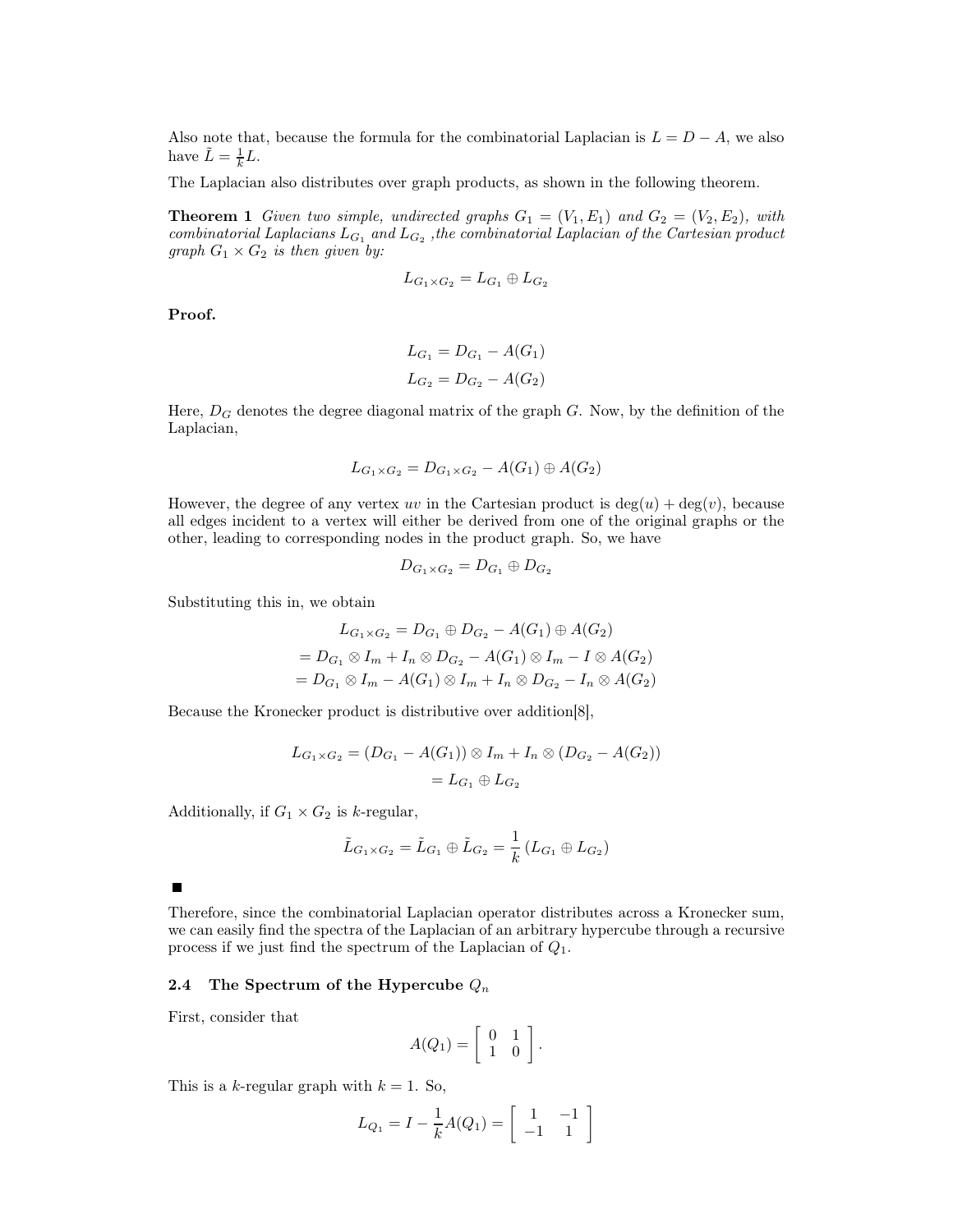Also note that, because the formula for the combinatorial Laplacian is $L = D - A$, we also have $\tilde{L} = \frac{1}{k}L$.

The Laplacian also distributes over graph products, as shown in the following theorem.

**Theorem 1** *Given two simple, undirected graphs $G_1 = (V_1, E_1)$ and $G_2 = (V_2, E_2)$, with combinatorial Laplacians $L_{G_1}$ and $L_{G_2}$ ,the combinatorial Laplacian of the Cartesian product graph $G_1 \times G_2$ is then given by:*

$$L_{G_1 \times G_2} = L_{G_1} \oplus L_{G_2}$$

**Proof.**

$$L_{G_1} = D_{G_1} - A(G_1)$$
$$L_{G_2} = D_{G_2} - A(G_2)$$

Here, $D_G$ denotes the degree diagonal matrix of the graph $G$. Now, by the definition of the Laplacian,

$$L_{G_1 \times G_2} = D_{G_1 \times G_2} - A(G_1) \oplus A(G_2)$$

However, the degree of any vertex $uv$ in the Cartesian product is $\deg(u) + \deg(v)$, because all edges incident to a vertex will either be derived from one of the original graphs or the other, leading to corresponding nodes in the product graph. So, we have

$$D_{G_1 \times G_2} = D_{G_1} \oplus D_{G_2}$$

Substituting this in, we obtain

$$\begin{aligned}
L_{G_1 \times G_2} &= D_{G_1} \oplus D_{G_2} - A(G_1) \oplus A(G_2) \\
&= D_{G_1} \otimes I_m + I_n \otimes D_{G_2} - A(G_1) \otimes I_m - I \otimes A(G_2) \\
&= D_{G_1} \otimes I_m - A(G_1) \otimes I_m + I_n \otimes D_{G_2} - I_n \otimes A(G_2)
\end{aligned}$$

Because the Kronecker product is distributive over addition[8],

$$\begin{aligned}
L_{G_1 \times G_2} &= (D_{G_1} - A(G_1)) \otimes I_m + I_n \otimes (D_{G_2} - A(G_2)) \\
&= L_{G_1} \oplus L_{G_2}
\end{aligned}$$

Additionally, if $G_1 \times G_2$ is $k$-regular,

$$\tilde{L}_{G_1 \times G_2} = \tilde{L}_{G_1} \oplus \tilde{L}_{G_2} = \frac{1}{k}\left(L_{G_1} \oplus L_{G_2}\right)$$

■

Therefore, since the combinatorial Laplacian operator distributes across a Kronecker sum, we can easily find the spectra of the Laplacian of an arbitrary hypercube through a recursive process if we just find the spectrum of the Laplacian of $Q_1$.

### 2.4 The Spectrum of the Hypercube $Q_n$

First, consider that

$$A(Q_1) = \begin{bmatrix} 0 & 1 \\ 1 & 0 \end{bmatrix}.$$

This is a $k$-regular graph with $k = 1$. So,

$$L_{Q_1} = I - \frac{1}{k}A(Q_1) = \begin{bmatrix} 1 & -1 \\ -1 & 1 \end{bmatrix}$$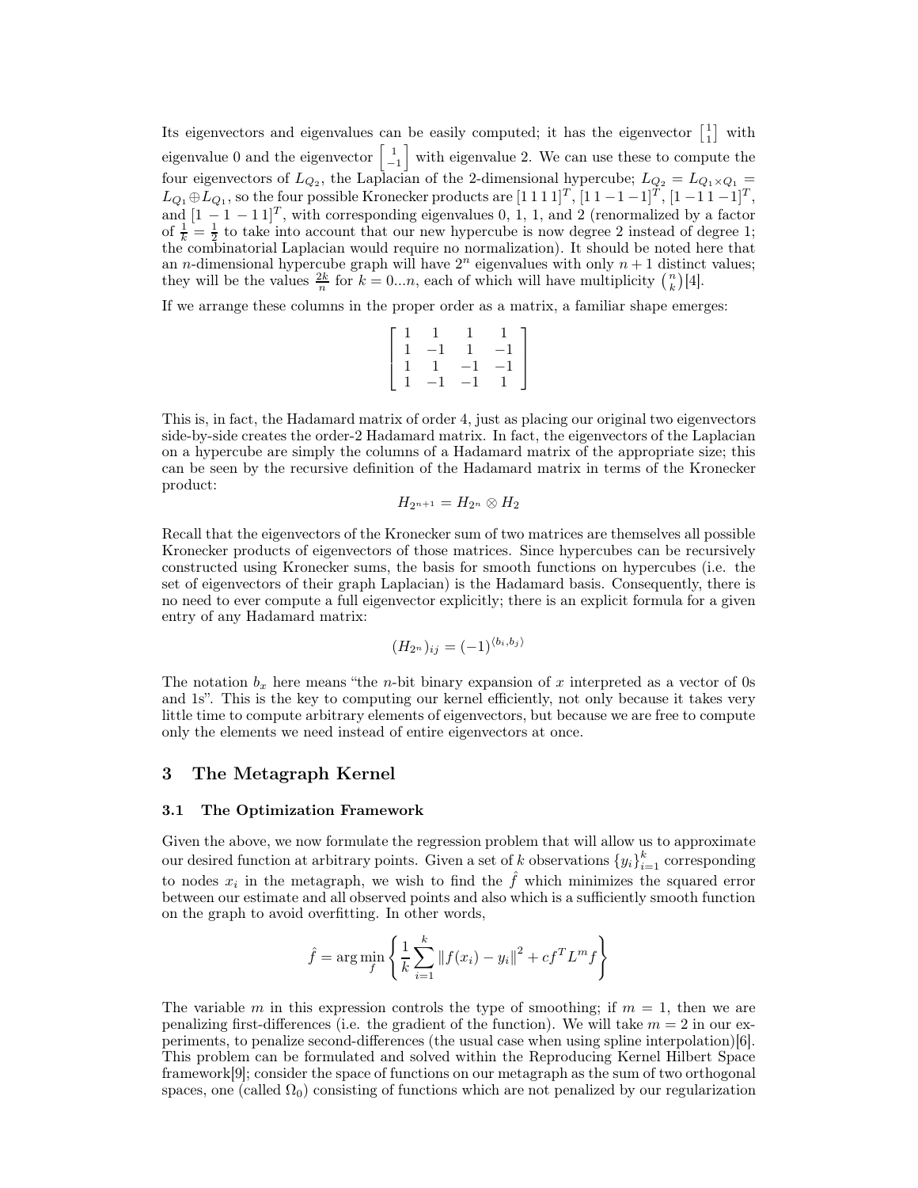Its eigenvectors and eigenvalues can be easily computed; it has the eigenvector $\begin{bmatrix} 1 \\ 1 \end{bmatrix}$ with eigenvalue 0 and the eigenvector $\begin{bmatrix} 1 \\ -1 \end{bmatrix}$ with eigenvalue 2. We can use these to compute the four eigenvectors of $L_{Q_2}$, the Laplacian of the 2-dimensional hypercube; $L_{Q_2} = L_{Q_1 \times Q_1} = L_{Q_1} \oplus L_{Q_1}$, so the four possible Kronecker products are $[1\,1\,1\,1]^T$, $[1\,1\,-1\,-1]^T$, $[1\,-1\,1\,-1]^T$, and $[1\,-1\,-1\,1]^T$, with corresponding eigenvalues 0, 1, 1, and 2 (renormalized by a factor of $\frac{1}{k} = \frac{1}{2}$ to take into account that our new hypercube is now degree 2 instead of degree 1; the combinatorial Laplacian would require no normalization). It should be noted here that an $n$-dimensional hypercube graph will have $2^n$ eigenvalues with only $n+1$ distinct values; they will be the values $\frac{2k}{n}$ for $k = 0...n$, each of which will have multiplicity $\binom{n}{k}$[4].

If we arrange these columns in the proper order as a matrix, a familiar shape emerges:

$$\begin{bmatrix} 1 & 1 & 1 & 1 \\ 1 & -1 & 1 & -1 \\ 1 & 1 & -1 & -1 \\ 1 & -1 & -1 & 1 \end{bmatrix}$$

This is, in fact, the Hadamard matrix of order 4, just as placing our original two eigenvectors side-by-side creates the order-2 Hadamard matrix. In fact, the eigenvectors of the Laplacian on a hypercube are simply the columns of a Hadamard matrix of the appropriate size; this can be seen by the recursive definition of the Hadamard matrix in terms of the Kronecker product:

$$H_{2^{n+1}} = H_{2^n} \otimes H_2$$

Recall that the eigenvectors of the Kronecker sum of two matrices are themselves all possible Kronecker products of eigenvectors of those matrices. Since hypercubes can be recursively constructed using Kronecker sums, the basis for smooth functions on hypercubes (i.e. the set of eigenvectors of their graph Laplacian) is the Hadamard basis. Consequently, there is no need to ever compute a full eigenvector explicitly; there is an explicit formula for a given entry of any Hadamard matrix:

$$(H_{2^n})_{ij} = (-1)^{\langle b_i, b_j \rangle}$$

The notation $b_x$ here means "the $n$-bit binary expansion of $x$ interpreted as a vector of 0s and 1s". This is the key to computing our kernel efficiently, not only because it takes very little time to compute arbitrary elements of eigenvectors, but because we are free to compute only the elements we need instead of entire eigenvectors at once.

## 3 The Metagraph Kernel

### 3.1 The Optimization Framework

Given the above, we now formulate the regression problem that will allow us to approximate our desired function at arbitrary points. Given a set of $k$ observations $\{y_i\}_{i=1}^{k}$ corresponding to nodes $x_i$ in the metagraph, we wish to find the $\hat{f}$ which minimizes the squared error between our estimate and all observed points and also which is a sufficiently smooth function on the graph to avoid overfitting. In other words,

$$\hat{f} = \arg\min_{f} \left\{ \frac{1}{k} \sum_{i=1}^{k} \|f(x_i) - y_i\|^2 + c f^T L^m f \right\}$$

The variable $m$ in this expression controls the type of smoothing; if $m = 1$, then we are penalizing first-differences (i.e. the gradient of the function). We will take $m = 2$ in our experiments, to penalize second-differences (the usual case when using spline interpolation)[6]. This problem can be formulated and solved within the Reproducing Kernel Hilbert Space framework[9]; consider the space of functions on our metagraph as the sum of two orthogonal spaces, one (called $\Omega_0$) consisting of functions which are not penalized by our regularization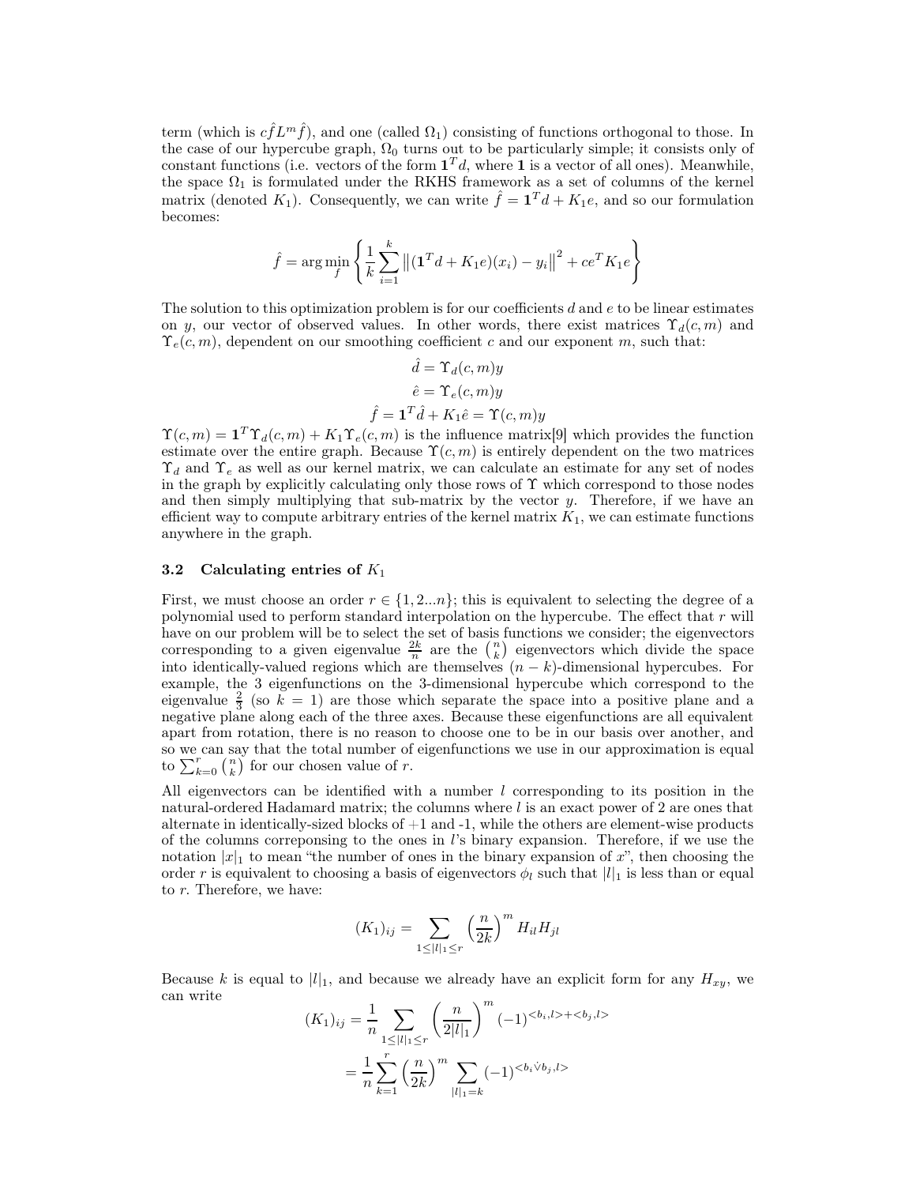term (which is $c\hat{f}L^m\hat{f}$), and one (called $\Omega_1$) consisting of functions orthogonal to those. In the case of our hypercube graph, $\Omega_0$ turns out to be particularly simple; it consists only of constant functions (i.e. vectors of the form $\mathbf{1}^T d$, where $\mathbf{1}$ is a vector of all ones). Meanwhile, the space $\Omega_1$ is formulated under the RKHS framework as a set of columns of the kernel matrix (denoted $K_1$). Consequently, we can write $\hat{f} = \mathbf{1}^T d + K_1 e$, and so our formulation becomes:

$$\hat{f} = \arg\min_f \left\{ \frac{1}{k} \sum_{i=1}^{k} \left\| (\mathbf{1}^T d + K_1 e)(x_i) - y_i \right\|^2 + c e^T K_1 e \right\}$$

The solution to this optimization problem is for our coefficients $d$ and $e$ to be linear estimates on $y$, our vector of observed values. In other words, there exist matrices $\Upsilon_d(c, m)$ and $\Upsilon_e(c, m)$, dependent on our smoothing coefficient $c$ and our exponent $m$, such that:

$$\hat{d} = \Upsilon_d(c, m) y$$
$$\hat{e} = \Upsilon_e(c, m) y$$
$$\hat{f} = \mathbf{1}^T \hat{d} + K_1 \hat{e} = \Upsilon(c, m) y$$

$\Upsilon(c, m) = \mathbf{1}^T \Upsilon_d(c, m) + K_1 \Upsilon_e(c, m)$ is the influence matrix[9] which provides the function estimate over the entire graph. Because $\Upsilon(c, m)$ is entirely dependent on the two matrices $\Upsilon_d$ and $\Upsilon_e$ as well as our kernel matrix, we can calculate an estimate for any set of nodes in the graph by explicitly calculating only those rows of $\Upsilon$ which correspond to those nodes and then simply multiplying that sub-matrix by the vector $y$. Therefore, if we have an efficient way to compute arbitrary entries of the kernel matrix $K_1$, we can estimate functions anywhere in the graph.

### 3.2 Calculating entries of $K_1$

First, we must choose an order $r \in \{1, 2...n\}$; this is equivalent to selecting the degree of a polynomial used to perform standard interpolation on the hypercube. The effect that $r$ will have on our problem will be to select the set of basis functions we consider; the eigenvectors corresponding to a given eigenvalue $\frac{2k}{n}$ are the $\binom{n}{k}$ eigenvectors which divide the space into identically-valued regions which are themselves $(n-k)$-dimensional hypercubes. For example, the 3 eigenfunctions on the 3-dimensional hypercube which correspond to the eigenvalue $\frac{2}{3}$ (so $k = 1$) are those which separate the space into a positive plane and a negative plane along each of the three axes. Because these eigenfunctions are all equivalent apart from rotation, there is no reason to choose one to be in our basis over another, and so we can say that the total number of eigenfunctions we use in our approximation is equal to $\sum_{k=0}^{r} \binom{n}{k}$ for our chosen value of $r$.

All eigenvectors can be identified with a number $l$ corresponding to its position in the natural-ordered Hadamard matrix; the columns where $l$ is an exact power of 2 are ones that alternate in identically-sized blocks of +1 and -1, while the others are element-wise products of the columns correponsing to the ones in $l$'s binary expansion. Therefore, if we use the notation $|x|_1$ to mean "the number of ones in the binary expansion of $x$", then choosing the order $r$ is equivalent to choosing a basis of eigenvectors $\phi_l$ such that $|l|_1$ is less than or equal to $r$. Therefore, we have:

$$(K_1)_{ij} = \sum_{1 \le |l|_1 \le r} \left( \frac{n}{2k} \right)^m H_{il} H_{jl}$$

Because $k$ is equal to $|l|_1$, and because we already have an explicit form for any $H_{xy}$, we can write

$$(K_1)_{ij} = \frac{1}{n} \sum_{1 \le |l|_1 \le r} \left( \frac{n}{2|l|_1} \right)^m (-1)^{<b_i, l> + <b_j, l>}$$
$$= \frac{1}{n} \sum_{k=1}^{r} \left( \frac{n}{2k} \right)^m \sum_{|l|_1 = k} (-1)^{<b_i \dot{\vee} b_j, l>}$$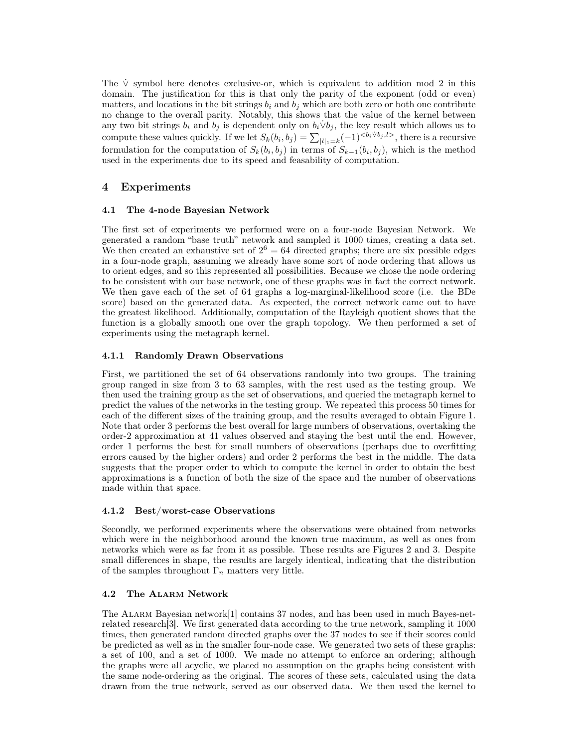The $\dot{\vee}$ symbol here denotes exclusive-or, which is equivalent to addition mod 2 in this domain. The justification for this is that only the parity of the exponent (odd or even) matters, and locations in the bit strings $b_i$ and $b_j$ which are both zero or both one contribute no change to the overall parity. Notably, this shows that the value of the kernel between any two bit strings $b_i$ and $b_j$ is dependent only on $b_i \dot{\vee} b_j$, the key result which allows us to compute these values quickly. If we let $S_k(b_i, b_j) = \sum_{|l|_1 = k} (-1)^{<b_i \dot{\vee} b_j, l>}$, there is a recursive formulation for the computation of $S_k(b_i, b_j)$ in terms of $S_{k-1}(b_i, b_j)$, which is the method used in the experiments due to its speed and feasability of computation.

## 4 Experiments

### 4.1 The 4-node Bayesian Network

The first set of experiments we performed were on a four-node Bayesian Network. We generated a random "base truth" network and sampled it 1000 times, creating a data set. We then created an exhaustive set of $2^6 = 64$ directed graphs; there are six possible edges in a four-node graph, assuming we already have some sort of node ordering that allows us to orient edges, and so this represented all possibilities. Because we chose the node ordering to be consistent with our base network, one of these graphs was in fact the correct network. We then gave each of the set of 64 graphs a log-marginal-likelihood score (i.e. the BDe score) based on the generated data. As expected, the correct network came out to have the greatest likelihood. Additionally, computation of the Rayleigh quotient shows that the function is a globally smooth one over the graph topology. We then performed a set of experiments using the metagraph kernel.

#### 4.1.1 Randomly Drawn Observations

First, we partitioned the set of 64 observations randomly into two groups. The training group ranged in size from 3 to 63 samples, with the rest used as the testing group. We then used the training group as the set of observations, and queried the metagraph kernel to predict the values of the networks in the testing group. We repeated this process 50 times for each of the different sizes of the training group, and the results averaged to obtain Figure 1. Note that order 3 performs the best overall for large numbers of observations, overtaking the order-2 approximation at 41 values observed and staying the best until the end. However, order 1 performs the best for small numbers of observations (perhaps due to overfitting errors caused by the higher orders) and order 2 performs the best in the middle. The data suggests that the proper order to which to compute the kernel in order to obtain the best approximations is a function of both the size of the space and the number of observations made within that space.

#### 4.1.2 Best/worst-case Observations

Secondly, we performed experiments where the observations were obtained from networks which were in the neighborhood around the known true maximum, as well as ones from networks which were as far from it as possible. These results are Figures 2 and 3. Despite small differences in shape, the results are largely identical, indicating that the distribution of the samples throughout $\Gamma_n$ matters very little.

### 4.2 The Alarm Network

The Alarm Bayesian network[1] contains 37 nodes, and has been used in much Bayes-net-related research[3]. We first generated data according to the true network, sampling it 1000 times, then generated random directed graphs over the 37 nodes to see if their scores could be predicted as well as in the smaller four-node case. We generated two sets of these graphs: a set of 100, and a set of 1000. We made no attempt to enforce an ordering; although the graphs were all acyclic, we placed no assumption on the graphs being consistent with the same node-ordering as the original. The scores of these sets, calculated using the data drawn from the true network, served as our observed data. We then used the kernel to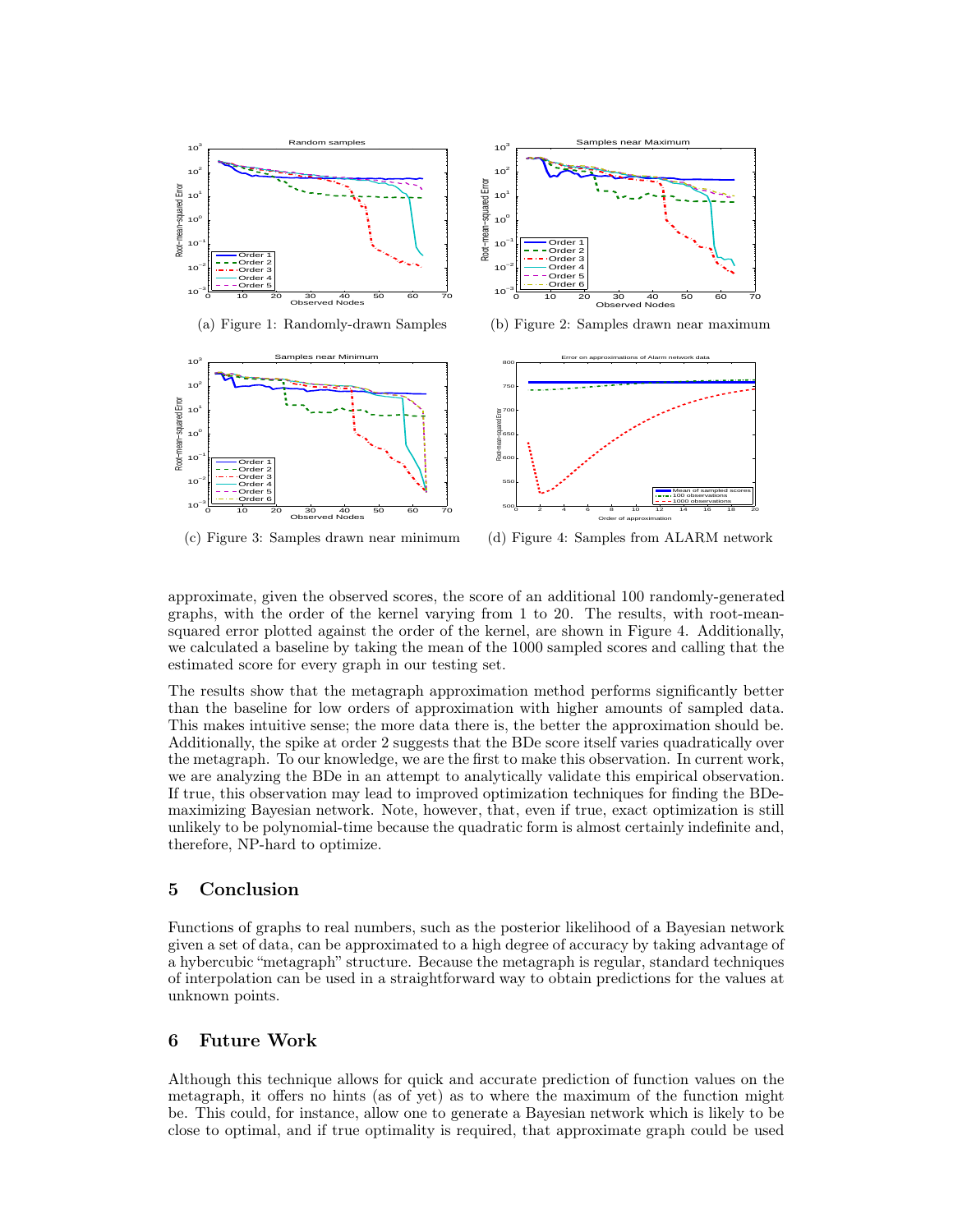(a) Figure 1: Randomly-drawn Samples

(b) Figure 2: Samples drawn near maximum

(c) Figure 3: Samples drawn near minimum

(d) Figure 4: Samples from ALARM network

approximate, given the observed scores, the score of an additional 100 randomly-generated graphs, with the order of the kernel varying from 1 to 20. The results, with root-mean-squared error plotted against the order of the kernel, are shown in Figure 4. Additionally, we calculated a baseline by taking the mean of the 1000 sampled scores and calling that the estimated score for every graph in our testing set.

The results show that the metagraph approximation method performs significantly better than the baseline for low orders of approximation with higher amounts of sampled data. This makes intuitive sense; the more data there is, the better the approximation should be. Additionally, the spike at order 2 suggests that the BDe score itself varies quadratically over the metagraph. To our knowledge, we are the first to make this observation. In current work, we are analyzing the BDe in an attempt to analytically validate this empirical observation. If true, this observation may lead to improved optimization techniques for finding the BDe-maximizing Bayesian network. Note, however, that, even if true, exact optimization is still unlikely to be polynomial-time because the quadratic form is almost certainly indefinite and, therefore, NP-hard to optimize.

## 5 Conclusion

Functions of graphs to real numbers, such as the posterior likelihood of a Bayesian network given a set of data, can be approximated to a high degree of accuracy by taking advantage of a hybercubic "metagraph" structure. Because the metagraph is regular, standard techniques of interpolation can be used in a straightforward way to obtain predictions for the values at unknown points.

## 6 Future Work

Although this technique allows for quick and accurate prediction of function values on the metagraph, it offers no hints (as of yet) as to where the maximum of the function might be. This could, for instance, allow one to generate a Bayesian network which is likely to be close to optimal, and if true optimality is required, that approximate graph could be used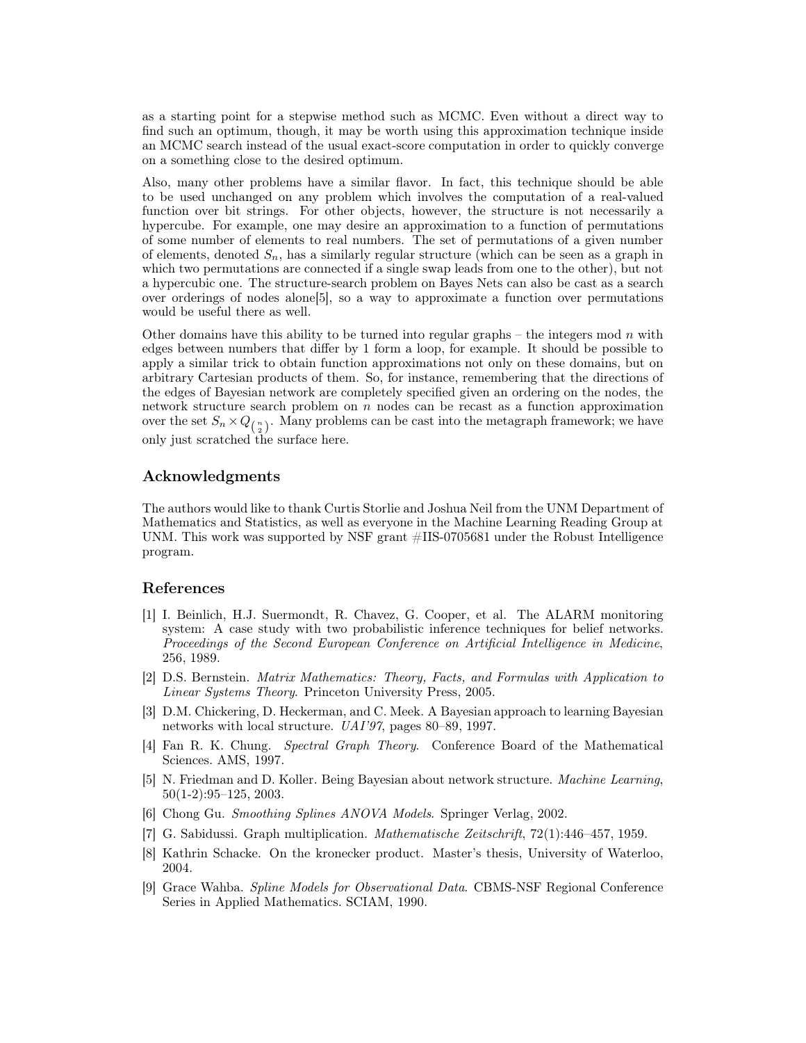as a starting point for a stepwise method such as MCMC. Even without a direct way to find such an optimum, though, it may be worth using this approximation technique inside an MCMC search instead of the usual exact-score computation in order to quickly converge on a something close to the desired optimum.

Also, many other problems have a similar flavor. In fact, this technique should be able to be used unchanged on any problem which involves the computation of a real-valued function over bit strings. For other objects, however, the structure is not necessarily a hypercube. For example, one may desire an approximation to a function of permutations of some number of elements to real numbers. The set of permutations of a given number of elements, denoted $S_n$, has a similarly regular structure (which can be seen as a graph in which two permutations are connected if a single swap leads from one to the other), but not a hypercubic one. The structure-search problem on Bayes Nets can also be cast as a search over orderings of nodes alone[5], so a way to approximate a function over permutations would be useful there as well.

Other domains have this ability to be turned into regular graphs – the integers mod $n$ with edges between numbers that differ by 1 form a loop, for example. It should be possible to apply a similar trick to obtain function approximations not only on these domains, but on arbitrary Cartesian products of them. So, for instance, remembering that the directions of the edges of Bayesian network are completely specified given an ordering on the nodes, the network structure search problem on $n$ nodes can be recast as a function approximation over the set $S_n \times Q_{\binom{n}{2}}$. Many problems can be cast into the metagraph framework; we have only just scratched the surface here.

## Acknowledgments

The authors would like to thank Curtis Storlie and Joshua Neil from the UNM Department of Mathematics and Statistics, as well as everyone in the Machine Learning Reading Group at UNM. This work was supported by NSF grant #IIS-0705681 under the Robust Intelligence program.

## References

[1] I. Beinlich, H.J. Suermondt, R. Chavez, G. Cooper, et al. The ALARM monitoring system: A case study with two probabilistic inference techniques for belief networks. *Proceedings of the Second European Conference on Artificial Intelligence in Medicine*, 256, 1989.

[2] D.S. Bernstein. *Matrix Mathematics: Theory, Facts, and Formulas with Application to Linear Systems Theory*. Princeton University Press, 2005.

[3] D.M. Chickering, D. Heckerman, and C. Meek. A Bayesian approach to learning Bayesian networks with local structure. *UAI'97*, pages 80–89, 1997.

[4] Fan R. K. Chung. *Spectral Graph Theory*. Conference Board of the Mathematical Sciences. AMS, 1997.

[5] N. Friedman and D. Koller. Being Bayesian about network structure. *Machine Learning*, 50(1-2):95–125, 2003.

[6] Chong Gu. *Smoothing Splines ANOVA Models*. Springer Verlag, 2002.

[7] G. Sabidussi. Graph multiplication. *Mathematische Zeitschrift*, 72(1):446–457, 1959.

[8] Kathrin Schacke. On the kronecker product. Master's thesis, University of Waterloo, 2004.

[9] Grace Wahba. *Spline Models for Observational Data*. CBMS-NSF Regional Conference Series in Applied Mathematics. SCIAM, 1990.